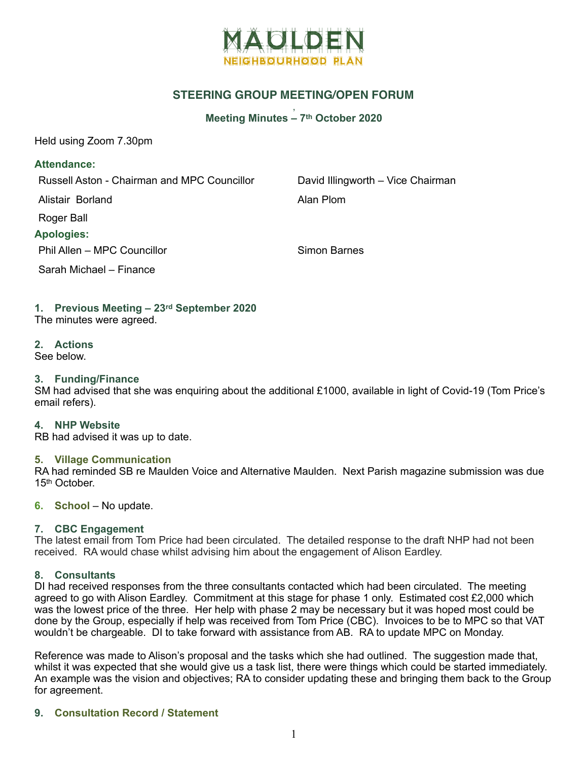# MAULDEN NEIGHBOURHOOD PLAN

## STEERING GROUP MEETING/OPEN FORUM

### Meeting Minutes – 7th October 2020

Held using Zoom 7.30pm

**Attendance:**

| | |
|---|---|
| Russell Aston - Chairman and MPC Councillor | David Illingworth – Vice Chairman |
| Alistair Borland | Alan Plom |
| Roger Ball | |

**Apologies:**

| | |
|---|---|
| Phil Allen – MPC Councillor | Simon Barnes |
| Sarah Michael – Finance | |

### 1. Previous Meeting – 23rd September 2020
The minutes were agreed.

### 2. Actions
See below.

### 3. Funding/Finance
SM had advised that she was enquiring about the additional £1000, available in light of Covid-19 (Tom Price's email refers).

### 4. NHP Website
RB had advised it was up to date.

### 5. Village Communication
RA had reminded SB re Maulden Voice and Alternative Maulden. Next Parish magazine submission was due 15th October.

### 6. School – No update.

### 7. CBC Engagement
The latest email from Tom Price had been circulated. The detailed response to the draft NHP had not been received. RA would chase whilst advising him about the engagement of Alison Eardley.

### 8. Consultants
DI had received responses from the three consultants contacted which had been circulated. The meeting agreed to go with Alison Eardley. Commitment at this stage for phase 1 only. Estimated cost £2,000 which was the lowest price of the three. Her help with phase 2 may be necessary but it was hoped most could be done by the Group, especially if help was received from Tom Price (CBC). Invoices to be to MPC so that VAT wouldn't be chargeable. DI to take forward with assistance from AB. RA to update MPC on Monday.

Reference was made to Alison's proposal and the tasks which she had outlined. The suggestion made that, whilst it was expected that she would give us a task list, there were things which could be started immediately. An example was the vision and objectives; RA to consider updating these and bringing them back to the Group for agreement.

### 9. Consultation Record / Statement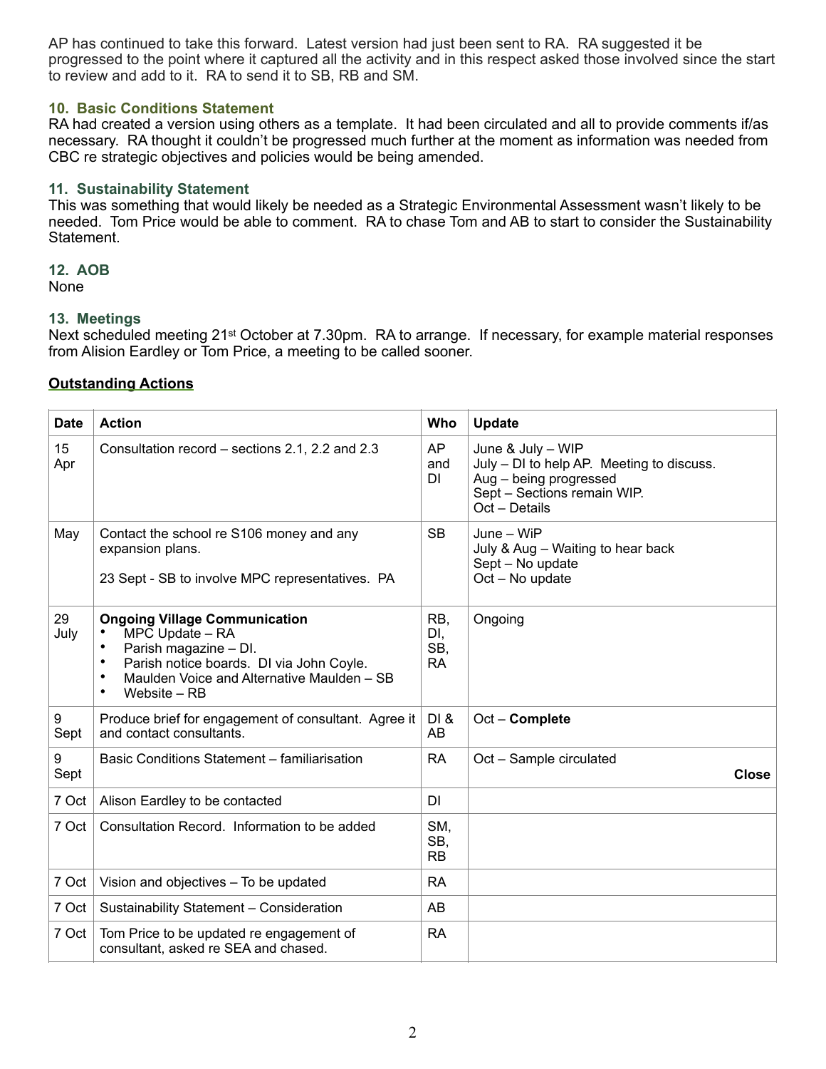AP has continued to take this forward. Latest version had just been sent to RA. RA suggested it be progressed to the point where it captured all the activity and in this respect asked those involved since the start to review and add to it. RA to send it to SB, RB and SM.

### 10. Basic Conditions Statement

RA had created a version using others as a template. It had been circulated and all to provide comments if/as necessary. RA thought it couldn't be progressed much further at the moment as information was needed from CBC re strategic objectives and policies would be being amended.

### 11. Sustainability Statement

This was something that would likely be needed as a Strategic Environmental Assessment wasn't likely to be needed. Tom Price would be able to comment. RA to chase Tom and AB to start to consider the Sustainability Statement.

### 12. AOB

None

### 13. Meetings

Next scheduled meeting 21st October at 7.30pm. RA to arrange. If necessary, for example material responses from Alision Eardley or Tom Price, a meeting to be called sooner.

**Outstanding Actions**

| Date | Action | Who | Update |
|---|---|---|---|
| 15 Apr | Consultation record – sections 2.1, 2.2 and 2.3 | AP and DI | June & July – WIP<br>July – DI to help AP. Meeting to discuss.<br>Aug – being progressed<br>Sept – Sections remain WIP.<br>Oct – Details |
| May | Contact the school re S106 money and any expansion plans.<br><br>23 Sept - SB to involve MPC representatives. PA | SB | June – WiP<br>July & Aug – Waiting to hear back<br>Sept – No update<br>Oct – No update |
| 29 July | **Ongoing Village Communication**<br>• MPC Update – RA<br>• Parish magazine – DI.<br>• Parish notice boards. DI via John Coyle.<br>• Maulden Voice and Alternative Maulden – SB<br>• Website – RB | RB, DI, SB, RA | Ongoing |
| 9 Sept | Produce brief for engagement of consultant. Agree it and contact consultants. | DI & AB | Oct – **Complete** |
| 9 Sept | Basic Conditions Statement – familiarisation | RA | Oct – Sample circulated<br>**Close** |
| 7 Oct | Alison Eardley to be contacted | DI | |
| 7 Oct | Consultation Record. Information to be added | SM, SB, RB | |
| 7 Oct | Vision and objectives – To be updated | RA | |
| 7 Oct | Sustainability Statement – Consideration | AB | |
| 7 Oct | Tom Price to be updated re engagement of consultant, asked re SEA and chased. | RA | |